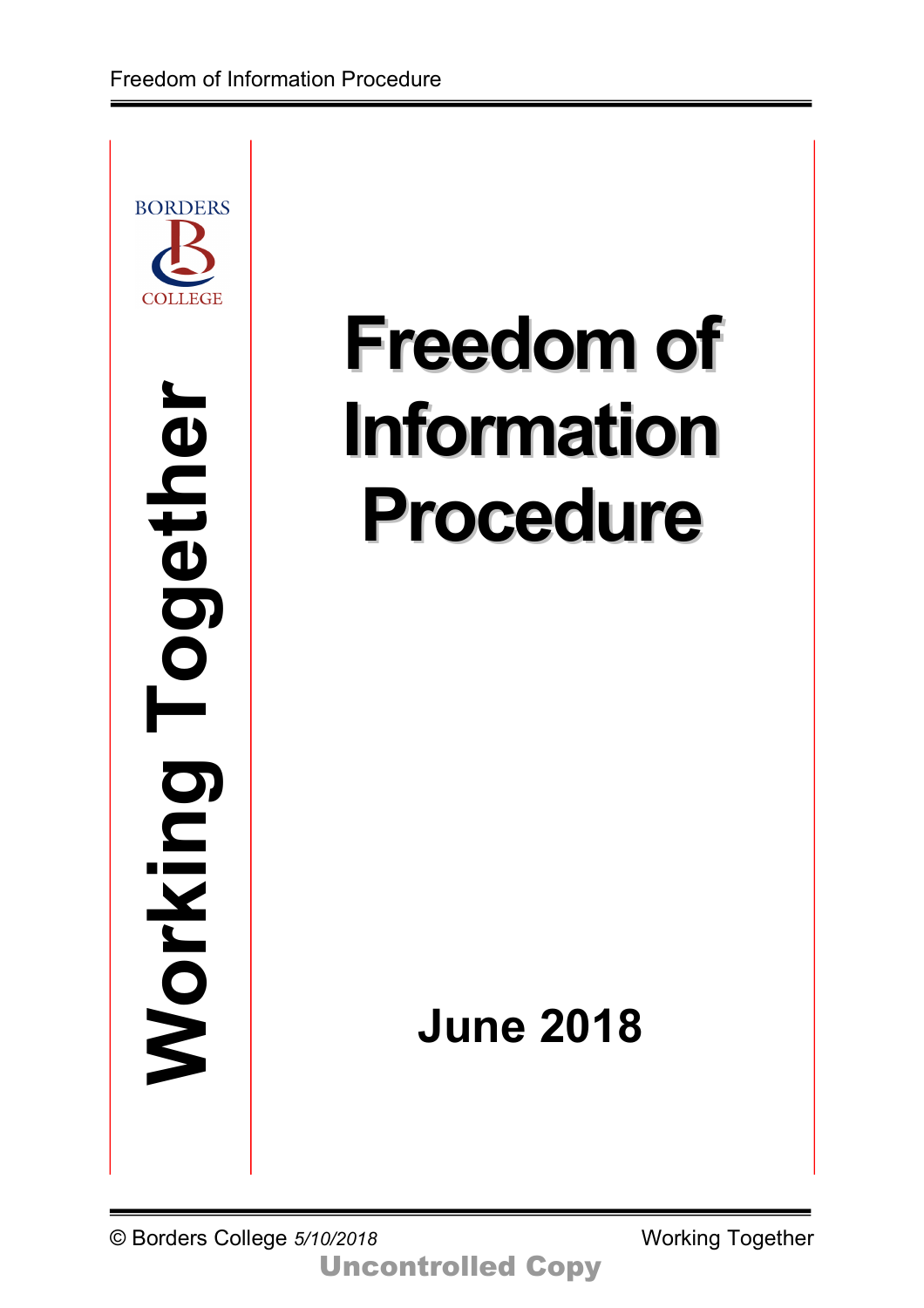BORDERS COLLEGE

**Working Together**

# Freedom of Information Procedure

**June 2018**

© Borders College *5/10/2018*

**Uncontrolled Copy**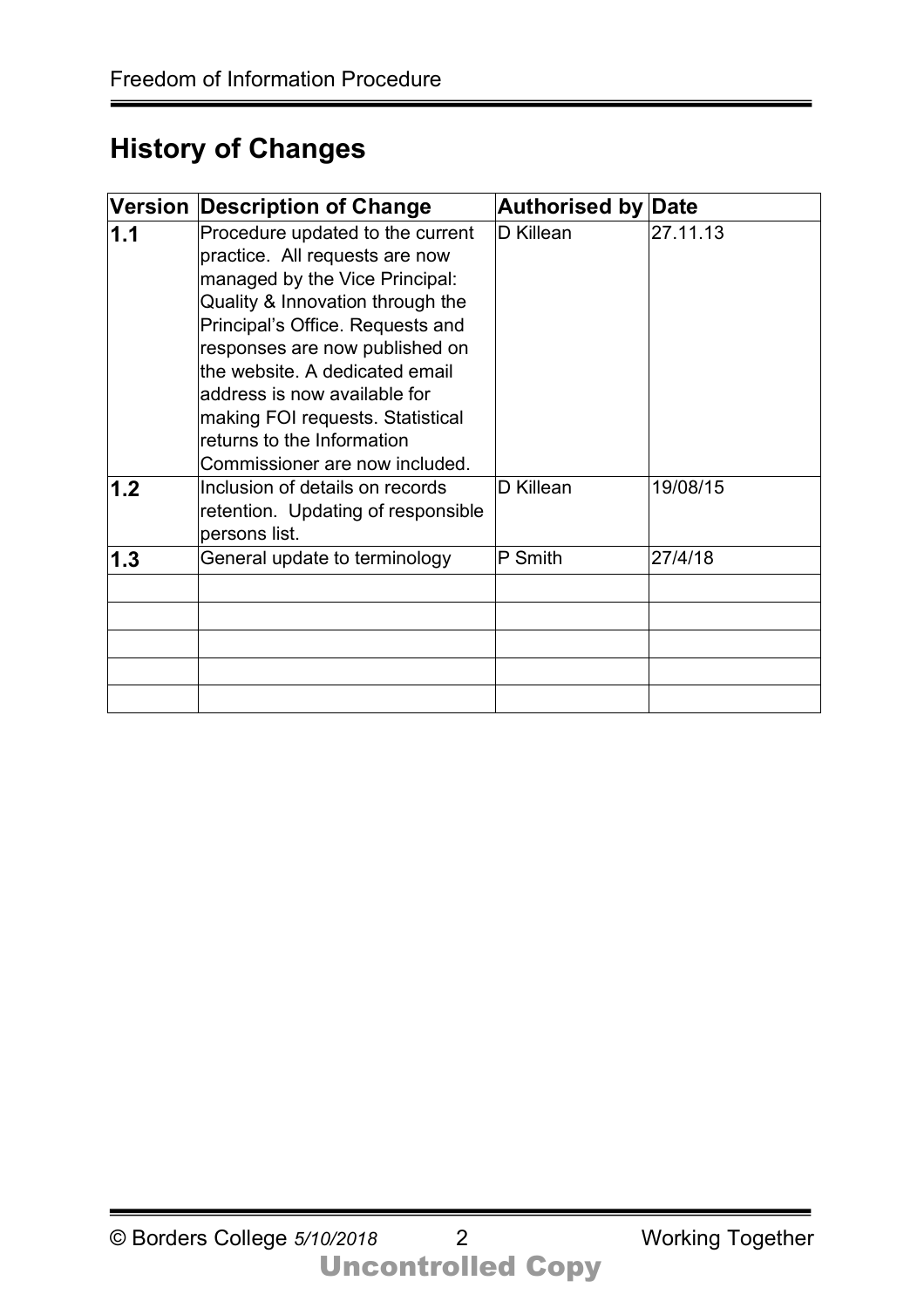## History of Changes

| Version | Description of Change | Authorised by | Date |
|---|---|---|---|
| **1.1** | Procedure updated to the current practice. All requests are now managed by the Vice Principal: Quality & Innovation through the Principal's Office. Requests and responses are now published on the website. A dedicated email address is now available for making FOI requests. Statistical returns to the Information Commissioner are now included. | D Killean | 27.11.13 |
| **1.2** | Inclusion of details on records retention. Updating of responsible persons list. | D Killean | 19/08/15 |
| **1.3** | General update to terminology | P Smith | 27/4/18 |
| | | | |
| | | | |
| | | | |
| | | | |
| | | | |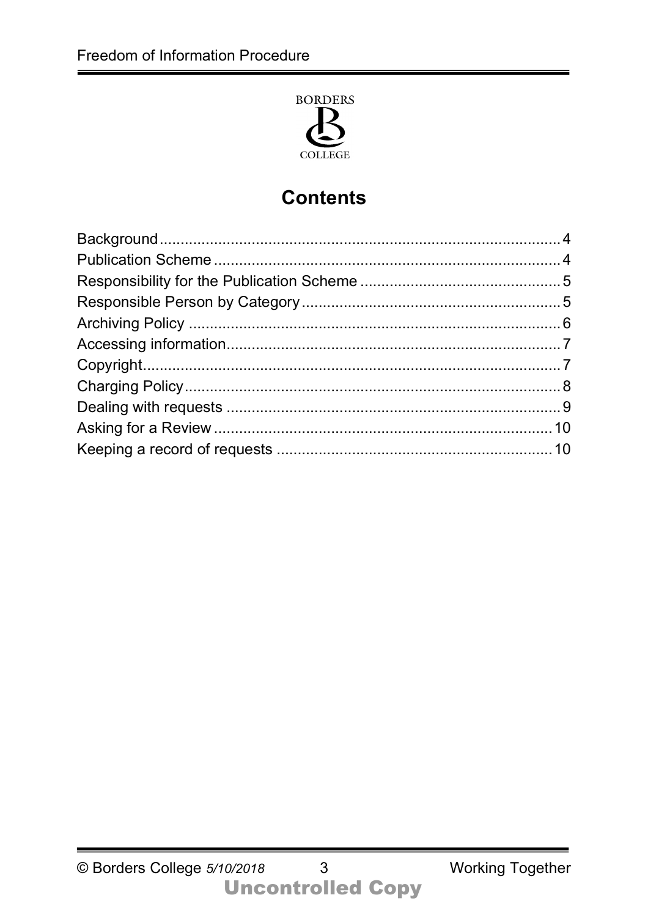BORDERS COLLEGE

# Contents

| | |
|---|---|
| Background | 4 |
| Publication Scheme | 4 |
| Responsibility for the Publication Scheme | 5 |
| Responsible Person by Category | 5 |
| Archiving Policy | 6 |
| Accessing information | 7 |
| Copyright | 7 |
| Charging Policy | 8 |
| Dealing with requests | 9 |
| Asking for a Review | 10 |
| Keeping a record of requests | 10 |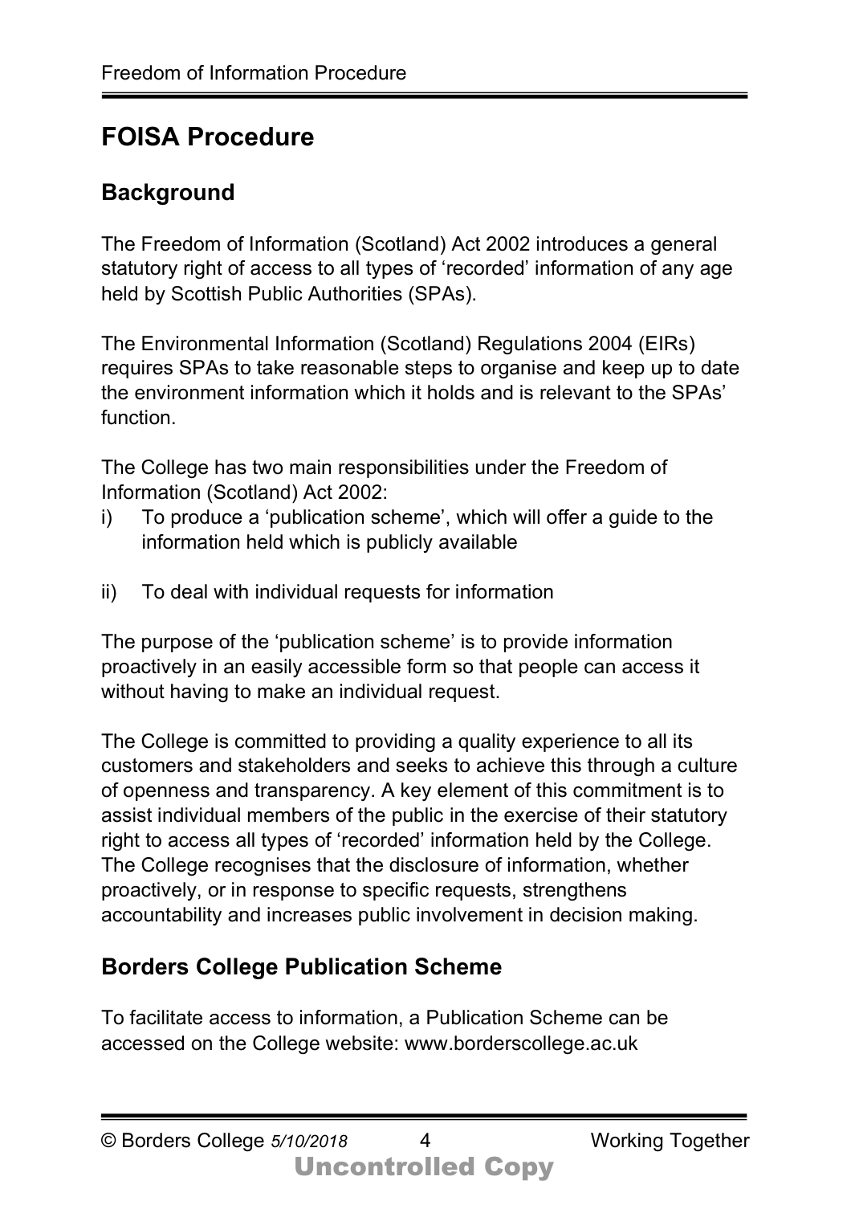## FOISA Procedure

### Background

The Freedom of Information (Scotland) Act 2002 introduces a general statutory right of access to all types of 'recorded' information of any age held by Scottish Public Authorities (SPAs).

The Environmental Information (Scotland) Regulations 2004 (EIRs) requires SPAs to take reasonable steps to organise and keep up to date the environment information which it holds and is relevant to the SPAs' function.

The College has two main responsibilities under the Freedom of Information (Scotland) Act 2002:

i) To produce a 'publication scheme', which will offer a guide to the information held which is publicly available

ii) To deal with individual requests for information

The purpose of the 'publication scheme' is to provide information proactively in an easily accessible form so that people can access it without having to make an individual request.

The College is committed to providing a quality experience to all its customers and stakeholders and seeks to achieve this through a culture of openness and transparency. A key element of this commitment is to assist individual members of the public in the exercise of their statutory right to access all types of 'recorded' information held by the College. The College recognises that the disclosure of information, whether proactively, or in response to specific requests, strengthens accountability and increases public involvement in decision making.

### Borders College Publication Scheme

To facilitate access to information, a Publication Scheme can be accessed on the College website: www.borderscollege.ac.uk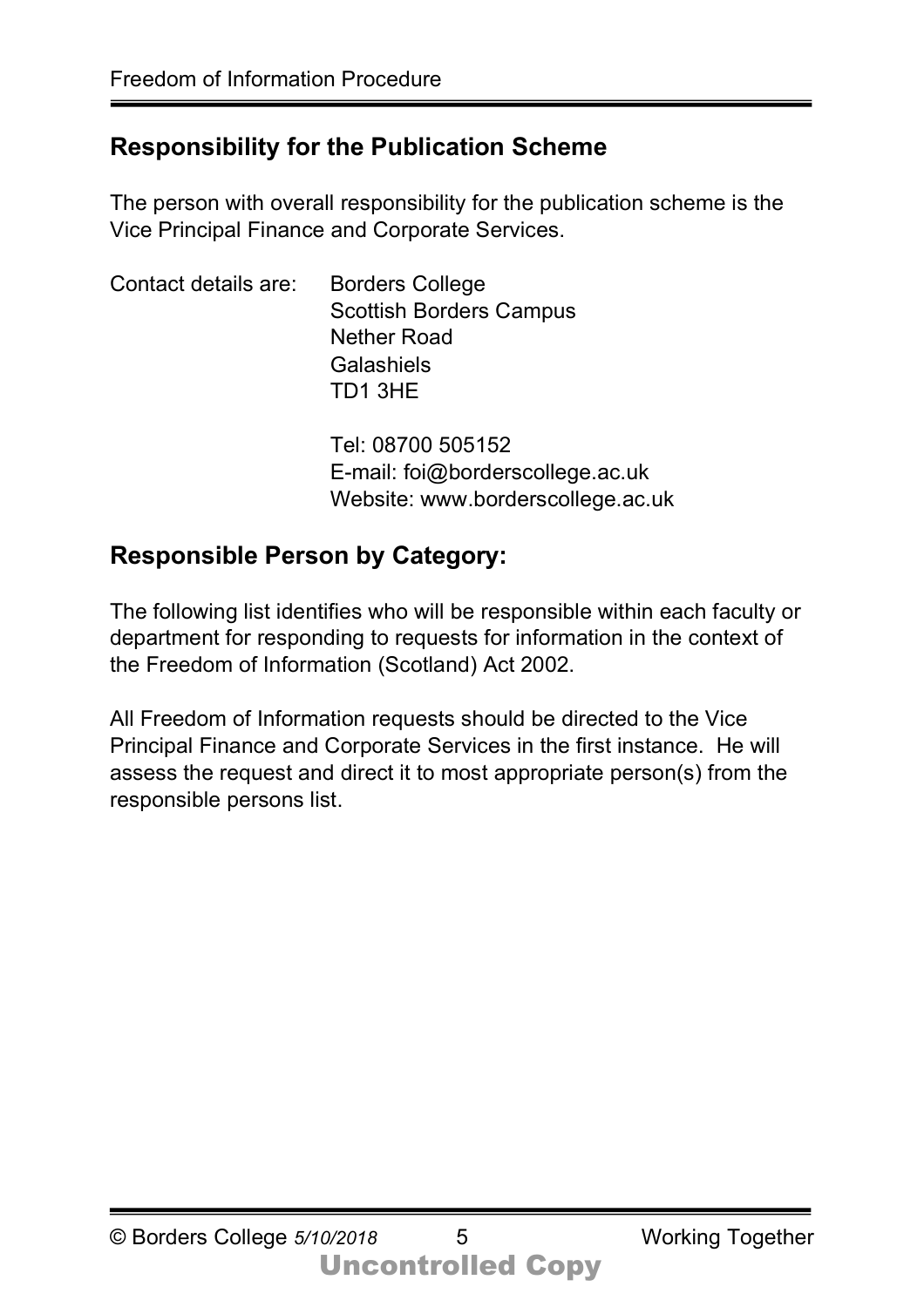## Responsibility for the Publication Scheme

The person with overall responsibility for the publication scheme is the Vice Principal Finance and Corporate Services.

Contact details are:

Borders College
Scottish Borders Campus
Nether Road
Galashiels
TD1 3HE

Tel: 08700 505152
E-mail: foi@borderscollege.ac.uk
Website: www.borderscollege.ac.uk

## Responsible Person by Category:

The following list identifies who will be responsible within each faculty or department for responding to requests for information in the context of the Freedom of Information (Scotland) Act 2002.

All Freedom of Information requests should be directed to the Vice Principal Finance and Corporate Services in the first instance. He will assess the request and direct it to most appropriate person(s) from the responsible persons list.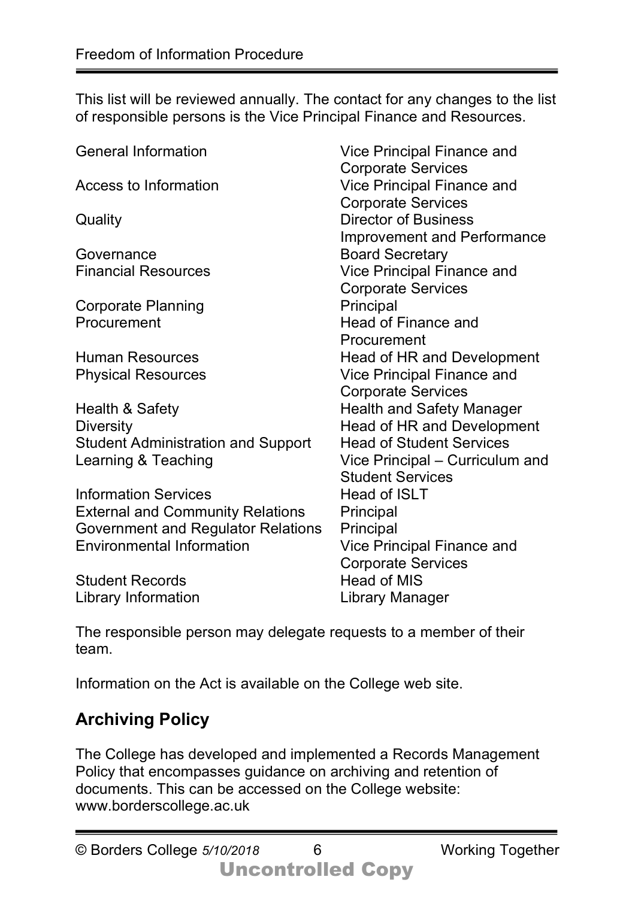This list will be reviewed annually. The contact for any changes to the list of responsible persons is the Vice Principal Finance and Resources.

| | |
|---|---|
| General Information | Vice Principal Finance and Corporate Services |
| Access to Information | Vice Principal Finance and Corporate Services |
| Quality | Director of Business Improvement and Performance |
| Governance | Board Secretary |
| Financial Resources | Vice Principal Finance and Corporate Services |
| Corporate Planning | Principal |
| Procurement | Head of Finance and Procurement |
| Human Resources | Head of HR and Development |
| Physical Resources | Vice Principal Finance and Corporate Services |
| Health & Safety | Health and Safety Manager |
| Diversity | Head of HR and Development |
| Student Administration and Support | Head of Student Services |
| Learning & Teaching | Vice Principal – Curriculum and Student Services |
| Information Services | Head of ISLT |
| External and Community Relations | Principal |
| Government and Regulator Relations | Principal |
| Environmental Information | Vice Principal Finance and Corporate Services |
| Student Records | Head of MIS |
| Library Information | Library Manager |

The responsible person may delegate requests to a member of their team.

Information on the Act is available on the College web site.

## Archiving Policy

The College has developed and implemented a Records Management Policy that encompasses guidance on archiving and retention of documents. This can be accessed on the College website: www.borderscollege.ac.uk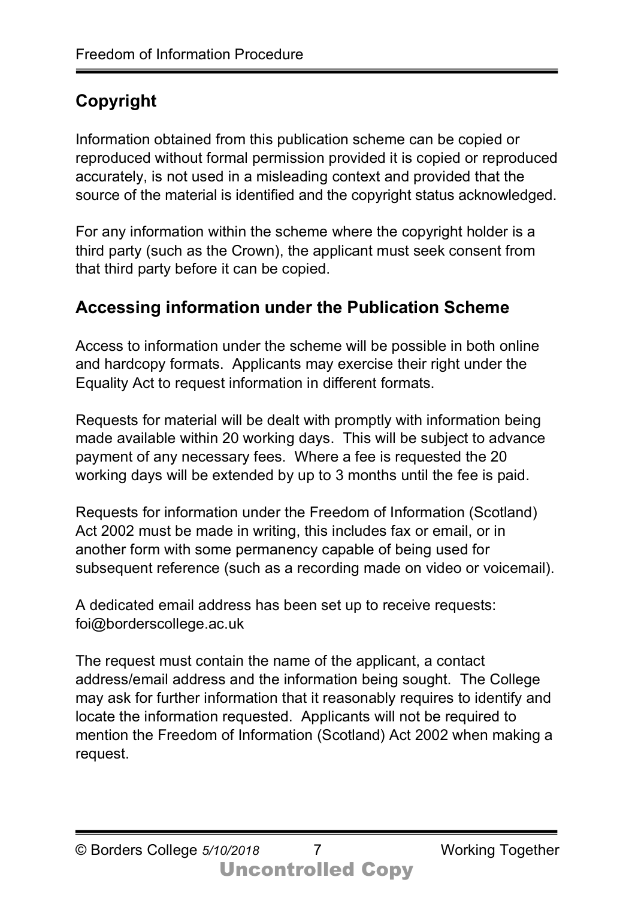## Copyright

Information obtained from this publication scheme can be copied or reproduced without formal permission provided it is copied or reproduced accurately, is not used in a misleading context and provided that the source of the material is identified and the copyright status acknowledged.

For any information within the scheme where the copyright holder is a third party (such as the Crown), the applicant must seek consent from that third party before it can be copied.

## Accessing information under the Publication Scheme

Access to information under the scheme will be possible in both online and hardcopy formats. Applicants may exercise their right under the Equality Act to request information in different formats.

Requests for material will be dealt with promptly with information being made available within 20 working days. This will be subject to advance payment of any necessary fees. Where a fee is requested the 20 working days will be extended by up to 3 months until the fee is paid.

Requests for information under the Freedom of Information (Scotland) Act 2002 must be made in writing, this includes fax or email, or in another form with some permanency capable of being used for subsequent reference (such as a recording made on video or voicemail).

A dedicated email address has been set up to receive requests: foi@borderscollege.ac.uk

The request must contain the name of the applicant, a contact address/email address and the information being sought. The College may ask for further information that it reasonably requires to identify and locate the information requested. Applicants will not be required to mention the Freedom of Information (Scotland) Act 2002 when making a request.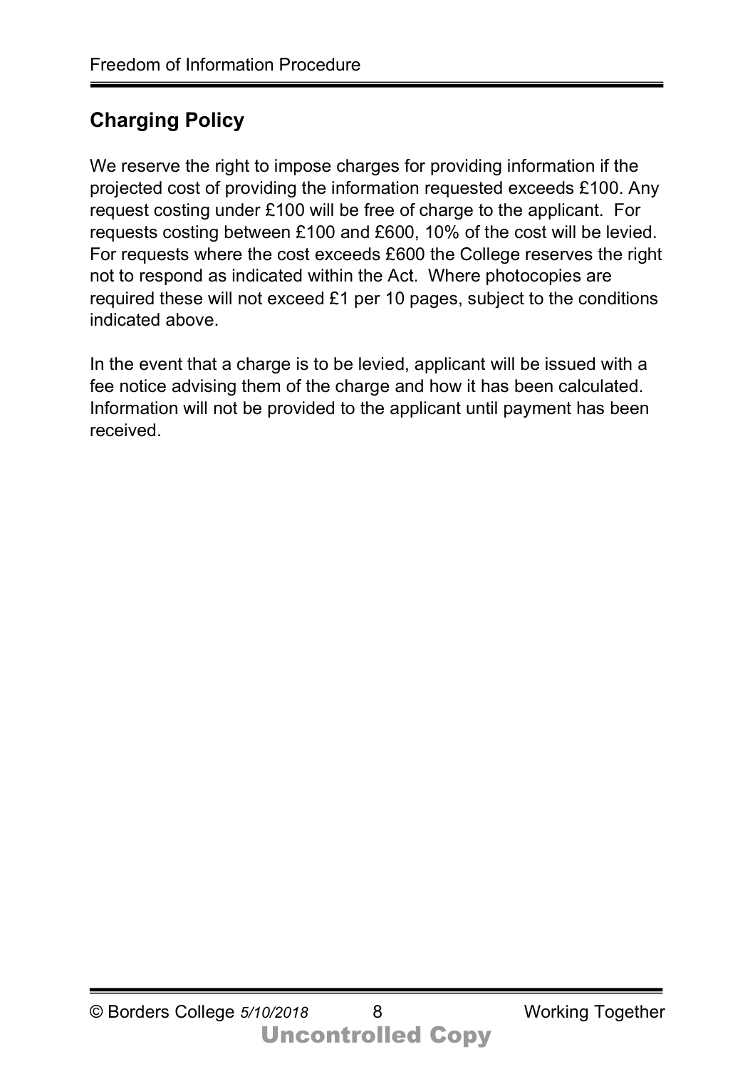## Charging Policy

We reserve the right to impose charges for providing information if the projected cost of providing the information requested exceeds £100. Any request costing under £100 will be free of charge to the applicant. For requests costing between £100 and £600, 10% of the cost will be levied. For requests where the cost exceeds £600 the College reserves the right not to respond as indicated within the Act. Where photocopies are required these will not exceed £1 per 10 pages, subject to the conditions indicated above.

In the event that a charge is to be levied, applicant will be issued with a fee notice advising them of the charge and how it has been calculated. Information will not be provided to the applicant until payment has been received.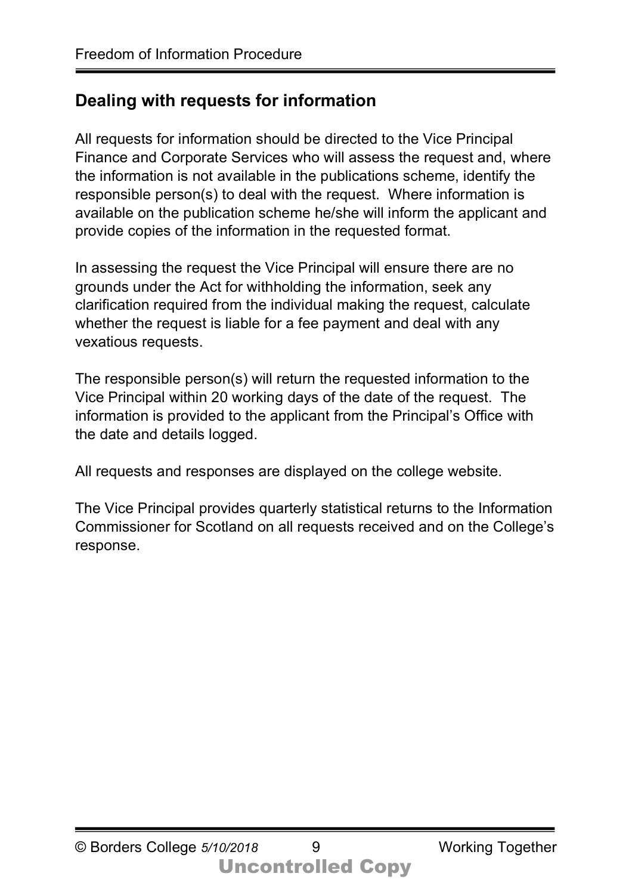## Dealing with requests for information

All requests for information should be directed to the Vice Principal Finance and Corporate Services who will assess the request and, where the information is not available in the publications scheme, identify the responsible person(s) to deal with the request. Where information is available on the publication scheme he/she will inform the applicant and provide copies of the information in the requested format.

In assessing the request the Vice Principal will ensure there are no grounds under the Act for withholding the information, seek any clarification required from the individual making the request, calculate whether the request is liable for a fee payment and deal with any vexatious requests.

The responsible person(s) will return the requested information to the Vice Principal within 20 working days of the date of the request. The information is provided to the applicant from the Principal's Office with the date and details logged.

All requests and responses are displayed on the college website.

The Vice Principal provides quarterly statistical returns to the Information Commissioner for Scotland on all requests received and on the College's response.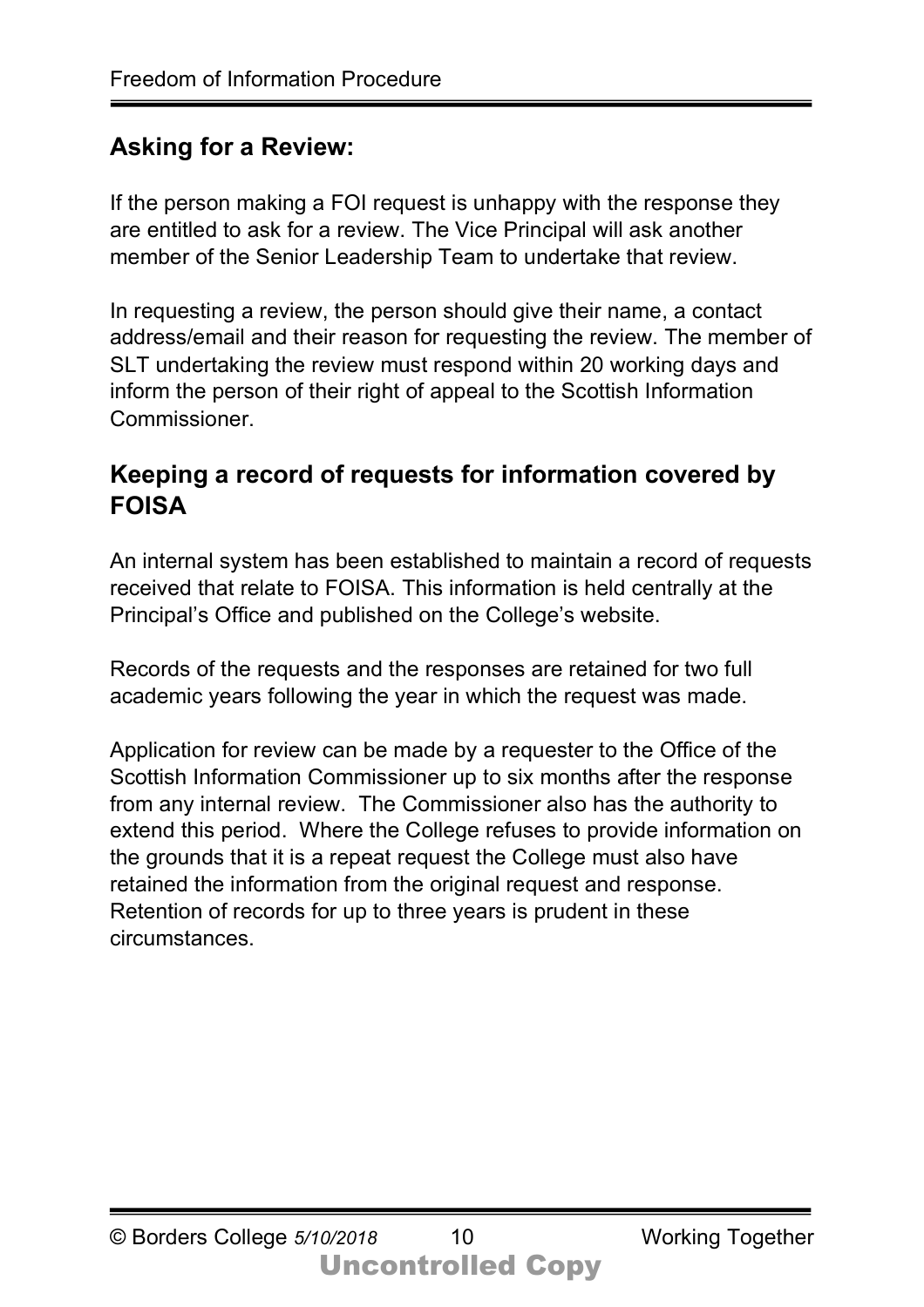## Asking for a Review:

If the person making a FOI request is unhappy with the response they are entitled to ask for a review. The Vice Principal will ask another member of the Senior Leadership Team to undertake that review.

In requesting a review, the person should give their name, a contact address/email and their reason for requesting the review. The member of SLT undertaking the review must respond within 20 working days and inform the person of their right of appeal to the Scottish Information Commissioner.

## Keeping a record of requests for information covered by FOISA

An internal system has been established to maintain a record of requests received that relate to FOISA. This information is held centrally at the Principal's Office and published on the College's website.

Records of the requests and the responses are retained for two full academic years following the year in which the request was made.

Application for review can be made by a requester to the Office of the Scottish Information Commissioner up to six months after the response from any internal review. The Commissioner also has the authority to extend this period. Where the College refuses to provide information on the grounds that it is a repeat request the College must also have retained the information from the original request and response. Retention of records for up to three years is prudent in these circumstances.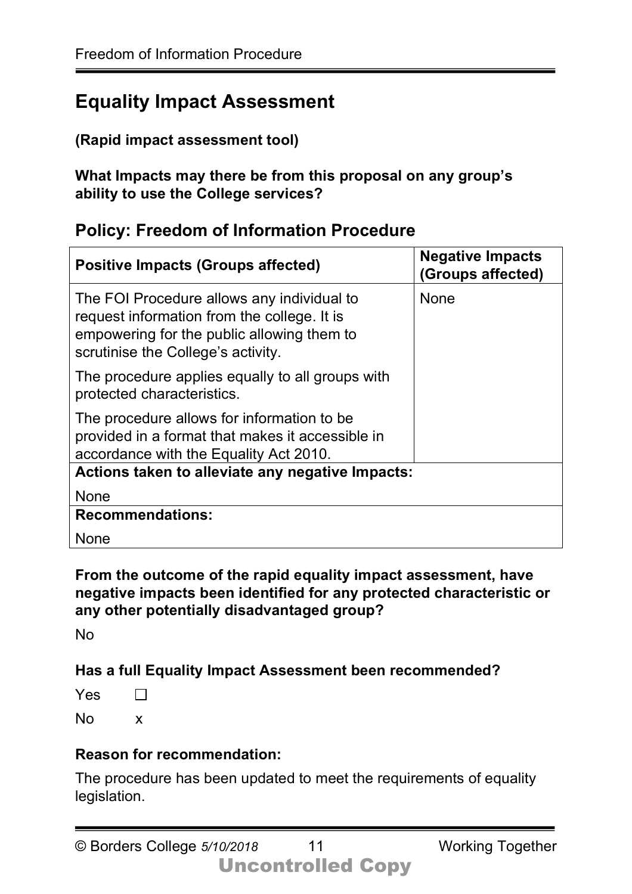## Equality Impact Assessment

**(Rapid impact assessment tool)**

**What Impacts may there be from this proposal on any group's ability to use the College services?**

### Policy: Freedom of Information Procedure

| Positive Impacts (Groups affected) | Negative Impacts (Groups affected) |
|---|---|
| The FOI Procedure allows any individual to request information from the college. It is empowering for the public allowing them to scrutinise the College's activity.<br><br>The procedure applies equally to all groups with protected characteristics.<br><br>The procedure allows for information to be provided in a format that makes it accessible in accordance with the Equality Act 2010. | None |
| **Actions taken to alleviate any negative Impacts:**<br><br>None | |
| **Recommendations:**<br><br>None | |

**From the outcome of the rapid equality impact assessment, have negative impacts been identified for any protected characteristic or any other potentially disadvantaged group?**

No

**Has a full Equality Impact Assessment been recommended?**

Yes ☐

No x

**Reason for recommendation:**

The procedure has been updated to meet the requirements of equality legislation.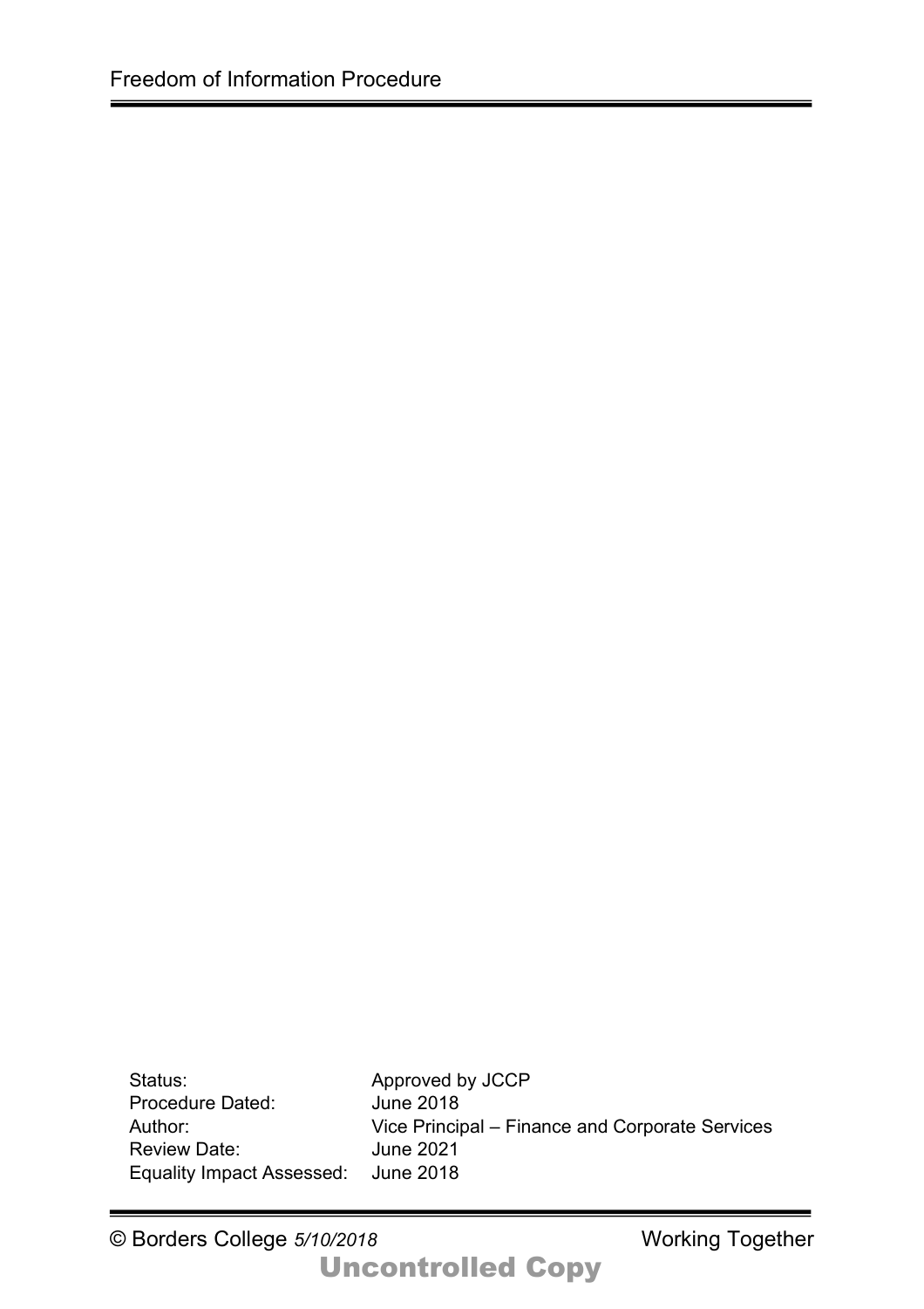| | |
|---|---|
| Status: | Approved by JCCP |
| Procedure Dated: | June 2018 |
| Author: | Vice Principal – Finance and Corporate Services |
| Review Date: | June 2021 |
| Equality Impact Assessed: | June 2018 |